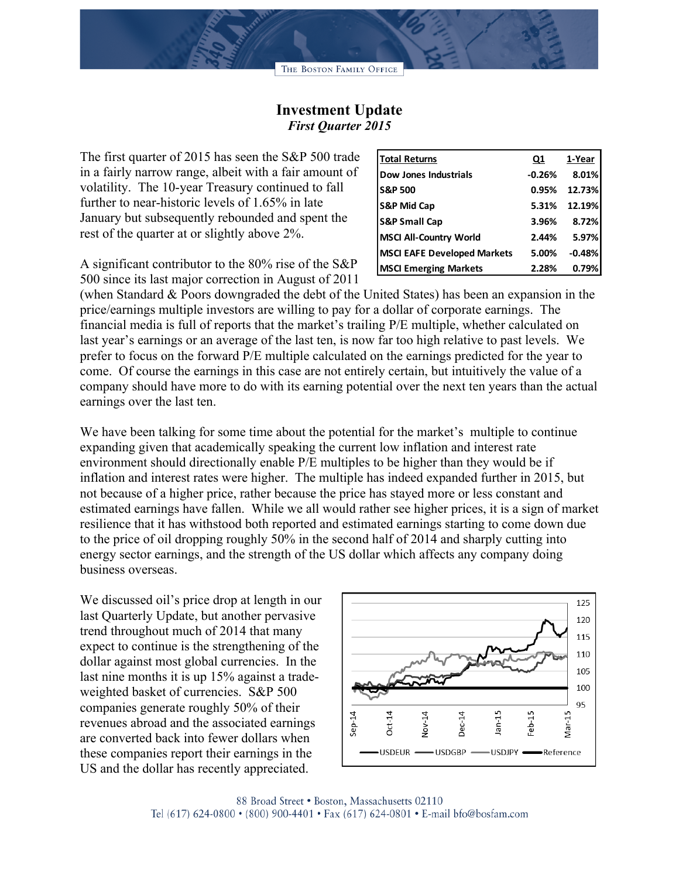# Investment Update

## *First Quarter 2015*

The first quarter of 2015 has seen the S&P 500 trade in a fairly narrow range, albeit with a fair amount of volatility. The 10-year Treasury continued to fall further to near-historic levels of 1.65% in late January but subsequently rebounded and spent the rest of the quarter at or slightly above 2%.

| Total Returns | Q1 | 1-Year |
|---|---|---|
| Dow Jones Industrials | -0.26% | 8.01% |
| S&P 500 | 0.95% | 12.73% |
| S&P Mid Cap | 5.31% | 12.19% |
| S&P Small Cap | 3.96% | 8.72% |
| MSCI All-Country World | 2.44% | 5.97% |
| MSCI EAFE Developed Markets | 5.00% | -0.48% |
| MSCI Emerging Markets | 2.28% | 0.79% |

A significant contributor to the 80% rise of the S&P 500 since its last major correction in August of 2011 (when Standard & Poors downgraded the debt of the United States) has been an expansion in the price/earnings multiple investors are willing to pay for a dollar of corporate earnings. The financial media is full of reports that the market's trailing P/E multiple, whether calculated on last year's earnings or an average of the last ten, is now far too high relative to past levels. We prefer to focus on the forward P/E multiple calculated on the earnings predicted for the year to come. Of course the earnings in this case are not entirely certain, but intuitively the value of a company should have more to do with its earning potential over the next ten years than the actual earnings over the last ten.

We have been talking for some time about the potential for the market's multiple to continue expanding given that academically speaking the current low inflation and interest rate environment should directionally enable P/E multiples to be higher than they would be if inflation and interest rates were higher. The multiple has indeed expanded further in 2015, but not because of a higher price, rather because the price has stayed more or less constant and estimated earnings have fallen. While we all would rather see higher prices, it is a sign of market resilience that it has withstood both reported and estimated earnings starting to come down due to the price of oil dropping roughly 50% in the second half of 2014 and sharply cutting into energy sector earnings, and the strength of the US dollar which affects any company doing business overseas.

We discussed oil's price drop at length in our last Quarterly Update, but another pervasive trend throughout much of 2014 that many expect to continue is the strengthening of the dollar against most global currencies. In the last nine months it is up 15% against a trade-weighted basket of currencies. S&P 500 companies generate roughly 50% of their revenues abroad and the associated earnings are converted back into fewer dollars when these companies report their earnings in the US and the dollar has recently appreciated.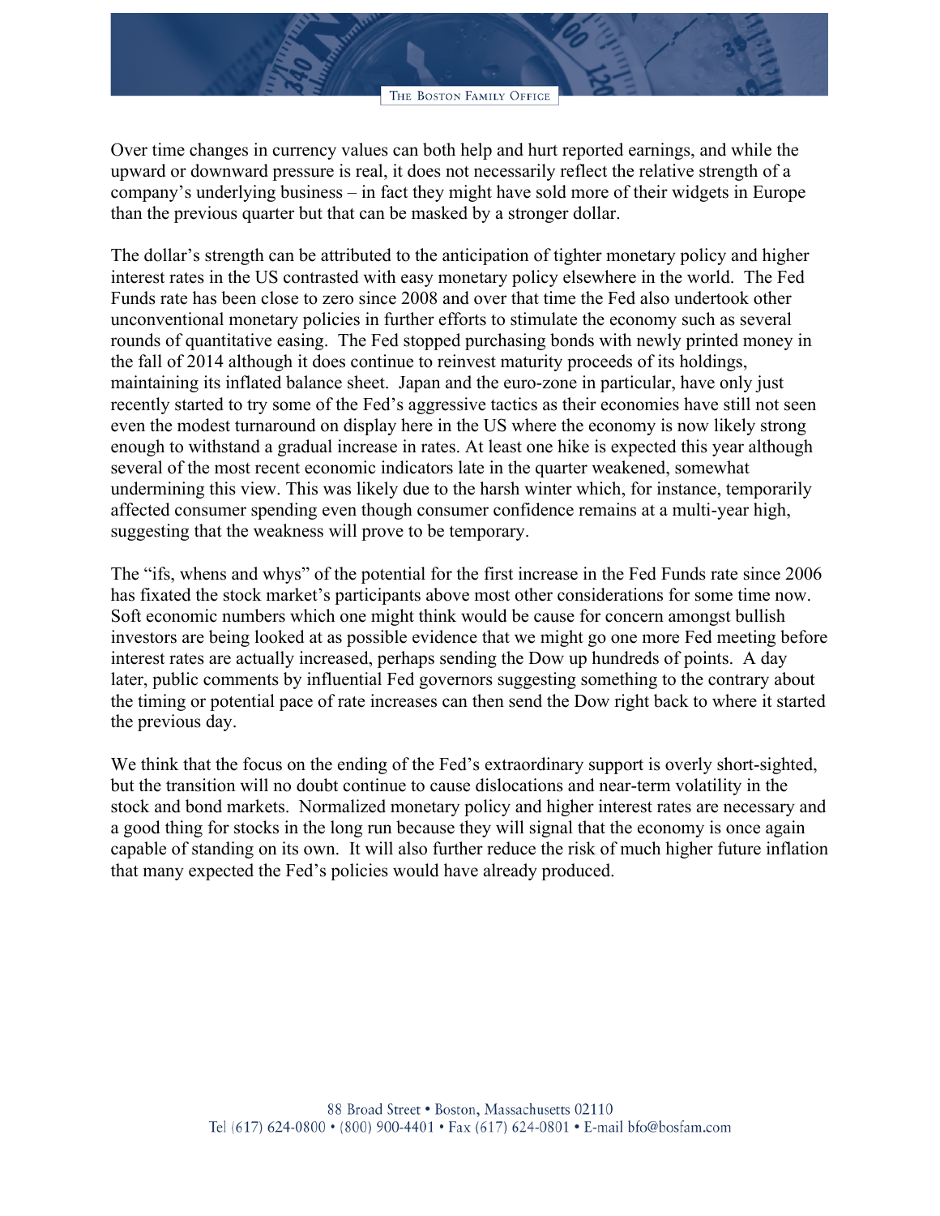Over time changes in currency values can both help and hurt reported earnings, and while the upward or downward pressure is real, it does not necessarily reflect the relative strength of a company's underlying business – in fact they might have sold more of their widgets in Europe than the previous quarter but that can be masked by a stronger dollar.

The dollar's strength can be attributed to the anticipation of tighter monetary policy and higher interest rates in the US contrasted with easy monetary policy elsewhere in the world. The Fed Funds rate has been close to zero since 2008 and over that time the Fed also undertook other unconventional monetary policies in further efforts to stimulate the economy such as several rounds of quantitative easing. The Fed stopped purchasing bonds with newly printed money in the fall of 2014 although it does continue to reinvest maturity proceeds of its holdings, maintaining its inflated balance sheet. Japan and the euro-zone in particular, have only just recently started to try some of the Fed's aggressive tactics as their economies have still not seen even the modest turnaround on display here in the US where the economy is now likely strong enough to withstand a gradual increase in rates. At least one hike is expected this year although several of the most recent economic indicators late in the quarter weakened, somewhat undermining this view. This was likely due to the harsh winter which, for instance, temporarily affected consumer spending even though consumer confidence remains at a multi-year high, suggesting that the weakness will prove to be temporary.

The "ifs, whens and whys" of the potential for the first increase in the Fed Funds rate since 2006 has fixated the stock market's participants above most other considerations for some time now. Soft economic numbers which one might think would be cause for concern amongst bullish investors are being looked at as possible evidence that we might go one more Fed meeting before interest rates are actually increased, perhaps sending the Dow up hundreds of points. A day later, public comments by influential Fed governors suggesting something to the contrary about the timing or potential pace of rate increases can then send the Dow right back to where it started the previous day.

We think that the focus on the ending of the Fed's extraordinary support is overly short-sighted, but the transition will no doubt continue to cause dislocations and near-term volatility in the stock and bond markets. Normalized monetary policy and higher interest rates are necessary and a good thing for stocks in the long run because they will signal that the economy is once again capable of standing on its own. It will also further reduce the risk of much higher future inflation that many expected the Fed's policies would have already produced.